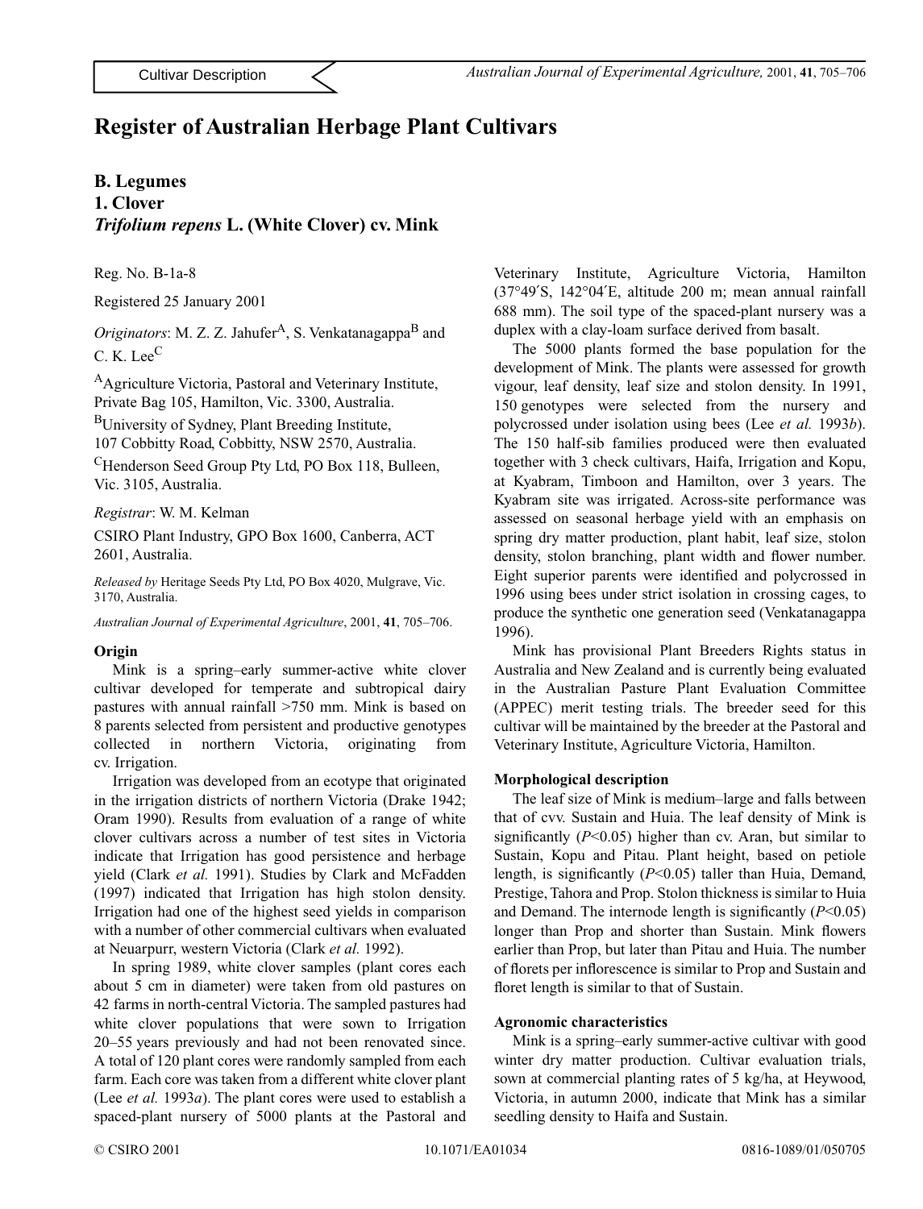Cultivar Description

# Register of Australian Herbage Plant Cultivars

## B. Legumes
## 1. Clover
## *Trifolium repens* L. (White Clover) cv. Mink

Reg. No. B-1a-8

Registered 25 January 2001

*Originators*: M. Z. Z. Jahufer[A], S. Venkatanagappa[B] and C. K. Lee[C]

[A]Agriculture Victoria, Pastoral and Veterinary Institute, Private Bag 105, Hamilton, Vic. 3300, Australia.

[B]University of Sydney, Plant Breeding Institute, 107 Cobbitty Road, Cobbitty, NSW 2570, Australia.

[C]Henderson Seed Group Pty Ltd, PO Box 118, Bulleen, Vic. 3105, Australia.

*Registrar*: W. M. Kelman

CSIRO Plant Industry, GPO Box 1600, Canberra, ACT 2601, Australia.

*Released by* Heritage Seeds Pty Ltd, PO Box 4020, Mulgrave, Vic. 3170, Australia.

*Australian Journal of Experimental Agriculture*, 2001, **41**, 705–706.

### Origin

Mink is a spring–early summer-active white clover cultivar developed for temperate and subtropical dairy pastures with annual rainfall >750 mm. Mink is based on 8 parents selected from persistent and productive genotypes collected in northern Victoria, originating from cv. Irrigation.

Irrigation was developed from an ecotype that originated in the irrigation districts of northern Victoria (Drake 1942; Oram 1990). Results from evaluation of a range of white clover cultivars across a number of test sites in Victoria indicate that Irrigation has good persistence and herbage yield (Clark *et al.* 1991). Studies by Clark and McFadden (1997) indicated that Irrigation has high stolon density. Irrigation had one of the highest seed yields in comparison with a number of other commercial cultivars when evaluated at Neuarpurr, western Victoria (Clark *et al.* 1992).

In spring 1989, white clover samples (plant cores each about 5 cm in diameter) were taken from old pastures on 42 farms in north-central Victoria. The sampled pastures had white clover populations that were sown to Irrigation 20–55 years previously and had not been renovated since. A total of 120 plant cores were randomly sampled from each farm. Each core was taken from a different white clover plant (Lee *et al.* 1993*a*). The plant cores were used to establish a spaced-plant nursery of 5000 plants at the Pastoral and Veterinary Institute, Agriculture Victoria, Hamilton (37°49′S, 142°04′E, altitude 200 m; mean annual rainfall 688 mm). The soil type of the spaced-plant nursery was a duplex with a clay-loam surface derived from basalt.

The 5000 plants formed the base population for the development of Mink. The plants were assessed for growth vigour, leaf density, leaf size and stolon density. In 1991, 150 genotypes were selected from the nursery and polycrossed under isolation using bees (Lee *et al.* 1993*b*). The 150 half-sib families produced were then evaluated together with 3 check cultivars, Haifa, Irrigation and Kopu, at Kyabram, Timboon and Hamilton, over 3 years. The Kyabram site was irrigated. Across-site performance was assessed on seasonal herbage yield with an emphasis on spring dry matter production, plant habit, leaf size, stolon density, stolon branching, plant width and flower number. Eight superior parents were identified and polycrossed in 1996 using bees under strict isolation in crossing cages, to produce the synthetic one generation seed (Venkatanagappa 1996).

Mink has provisional Plant Breeders Rights status in Australia and New Zealand and is currently being evaluated in the Australian Pasture Plant Evaluation Committee (APPEC) merit testing trials. The breeder seed for this cultivar will be maintained by the breeder at the Pastoral and Veterinary Institute, Agriculture Victoria, Hamilton.

### Morphological description

The leaf size of Mink is medium–large and falls between that of cvv. Sustain and Huia. The leaf density of Mink is significantly ($P<0.05$) higher than cv. Aran, but similar to Sustain, Kopu and Pitau. Plant height, based on petiole length, is significantly ($P<0.05$) taller than Huia, Demand, Prestige, Tahora and Prop. Stolon thickness is similar to Huia and Demand. The internode length is significantly ($P<0.05$) longer than Prop and shorter than Sustain. Mink flowers earlier than Prop, but later than Pitau and Huia. The number of florets per inflorescence is similar to Prop and Sustain and floret length is similar to that of Sustain.

### Agronomic characteristics

Mink is a spring–early summer-active cultivar with good winter dry matter production. Cultivar evaluation trials, sown at commercial planting rates of 5 kg/ha, at Heywood, Victoria, in autumn 2000, indicate that Mink has a similar seedling density to Haifa and Sustain.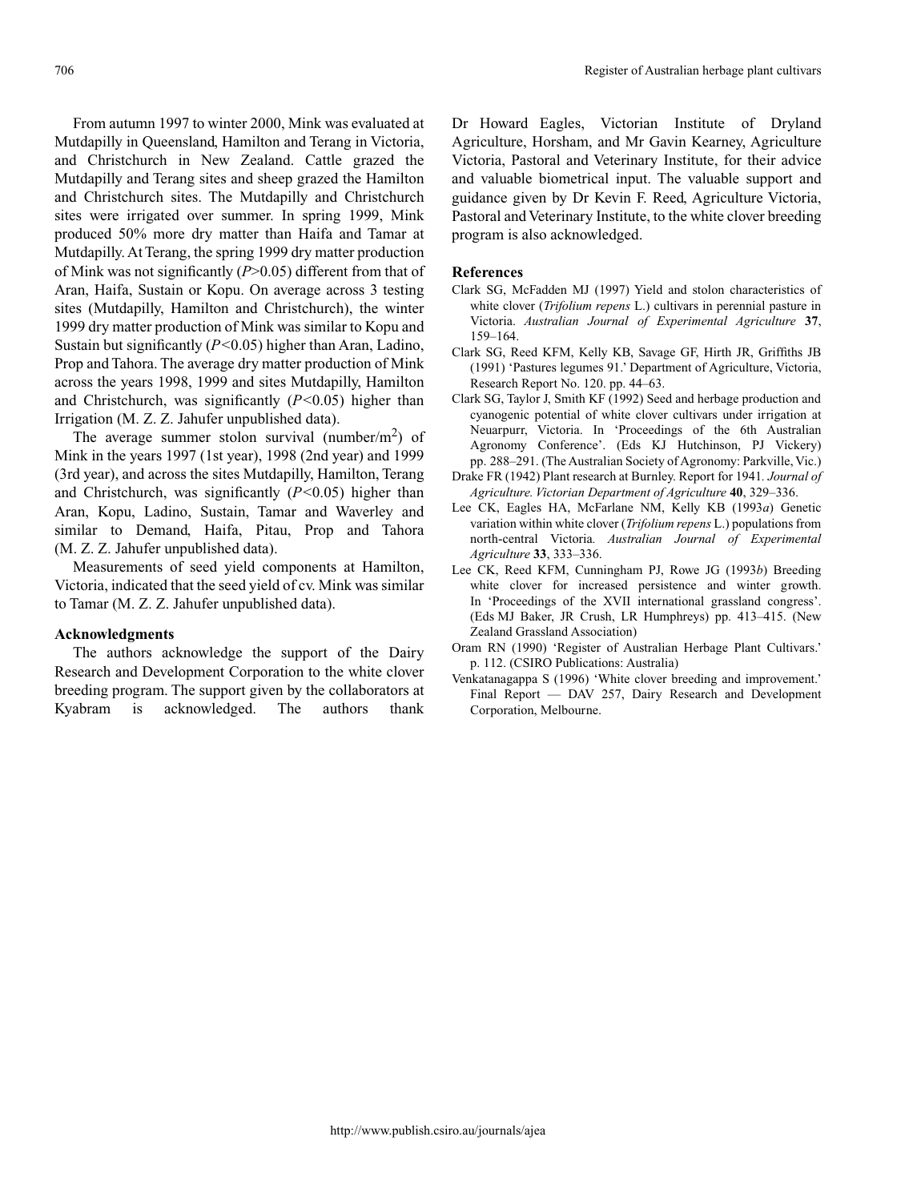From autumn 1997 to winter 2000, Mink was evaluated at Mutdapilly in Queensland, Hamilton and Terang in Victoria, and Christchurch in New Zealand. Cattle grazed the Mutdapilly and Terang sites and sheep grazed the Hamilton and Christchurch sites. The Mutdapilly and Christchurch sites were irrigated over summer. In spring 1999, Mink produced 50% more dry matter than Haifa and Tamar at Mutdapilly. At Terang, the spring 1999 dry matter production of Mink was not significantly ($P$>0.05) different from that of Aran, Haifa, Sustain or Kopu. On average across 3 testing sites (Mutdapilly, Hamilton and Christchurch), the winter 1999 dry matter production of Mink was similar to Kopu and Sustain but significantly ($P$<0.05) higher than Aran, Ladino, Prop and Tahora. The average dry matter production of Mink across the years 1998, 1999 and sites Mutdapilly, Hamilton and Christchurch, was significantly ($P$<0.05) higher than Irrigation (M. Z. Z. Jahufer unpublished data).

The average summer stolon survival (number/$m^2$) of Mink in the years 1997 (1st year), 1998 (2nd year) and 1999 (3rd year), and across the sites Mutdapilly, Hamilton, Terang and Christchurch, was significantly ($P$<0.05) higher than Aran, Kopu, Ladino, Sustain, Tamar and Waverley and similar to Demand, Haifa, Pitau, Prop and Tahora (M. Z. Z. Jahufer unpublished data).

Measurements of seed yield components at Hamilton, Victoria, indicated that the seed yield of cv. Mink was similar to Tamar (M. Z. Z. Jahufer unpublished data).

## Acknowledgments

The authors acknowledge the support of the Dairy Research and Development Corporation to the white clover breeding program. The support given by the collaborators at Kyabram is acknowledged. The authors thank Dr Howard Eagles, Victorian Institute of Dryland Agriculture, Horsham, and Mr Gavin Kearney, Agriculture Victoria, Pastoral and Veterinary Institute, for their advice and valuable biometrical input. The valuable support and guidance given by Dr Kevin F. Reed, Agriculture Victoria, Pastoral and Veterinary Institute, to the white clover breeding program is also acknowledged.

## References

Clark SG, McFadden MJ (1997) Yield and stolon characteristics of white clover (*Trifolium repens* L.) cultivars in perennial pasture in Victoria. *Australian Journal of Experimental Agriculture* **37**, 159–164.

Clark SG, Reed KFM, Kelly KB, Savage GF, Hirth JR, Griffiths JB (1991) 'Pastures legumes 91.' Department of Agriculture, Victoria, Research Report No. 120. pp. 44–63.

Clark SG, Taylor J, Smith KF (1992) Seed and herbage production and cyanogenic potential of white clover cultivars under irrigation at Neuarpurr, Victoria. In 'Proceedings of the 6th Australian Agronomy Conference'. (Eds KJ Hutchinson, PJ Vickery) pp. 288–291. (The Australian Society of Agronomy: Parkville, Vic.)

Drake FR (1942) Plant research at Burnley. Report for 1941. *Journal of Agriculture. Victorian Department of Agriculture* **40**, 329–336.

Lee CK, Eagles HA, McFarlane NM, Kelly KB (1993*a*) Genetic variation within white clover (*Trifolium repens* L.) populations from north-central Victoria. *Australian Journal of Experimental Agriculture* **33**, 333–336.

Lee CK, Reed KFM, Cunningham PJ, Rowe JG (1993*b*) Breeding white clover for increased persistence and winter growth. In 'Proceedings of the XVII international grassland congress'. (Eds MJ Baker, JR Crush, LR Humphreys) pp. 413–415. (New Zealand Grassland Association)

Oram RN (1990) 'Register of Australian Herbage Plant Cultivars.' p. 112. (CSIRO Publications: Australia)

Venkatanagappa S (1996) 'White clover breeding and improvement.' Final Report — DAV 257, Dairy Research and Development Corporation, Melbourne.